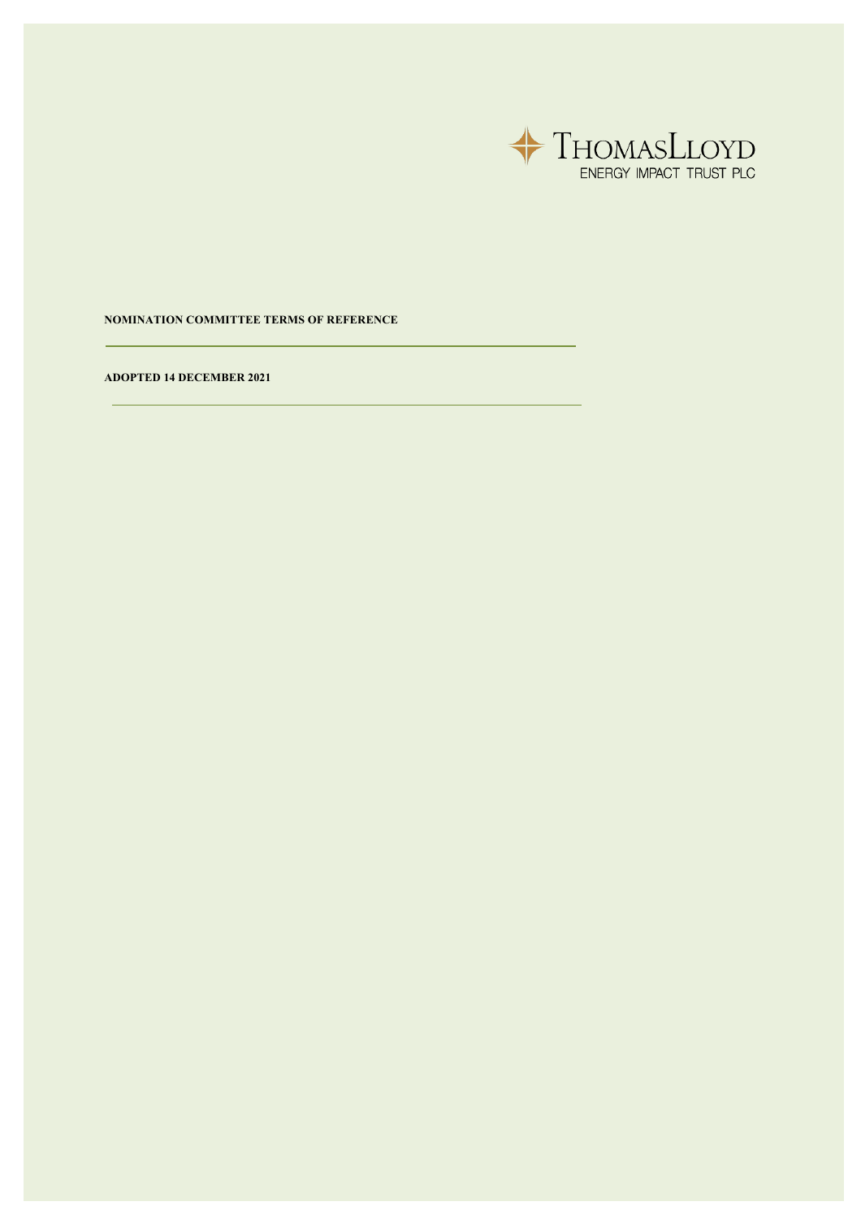THOMASLLOYD
ENERGY IMPACT TRUST PLC

**NOMINATION COMMITTEE TERMS OF REFERENCE**

**ADOPTED 14 DECEMBER 2021**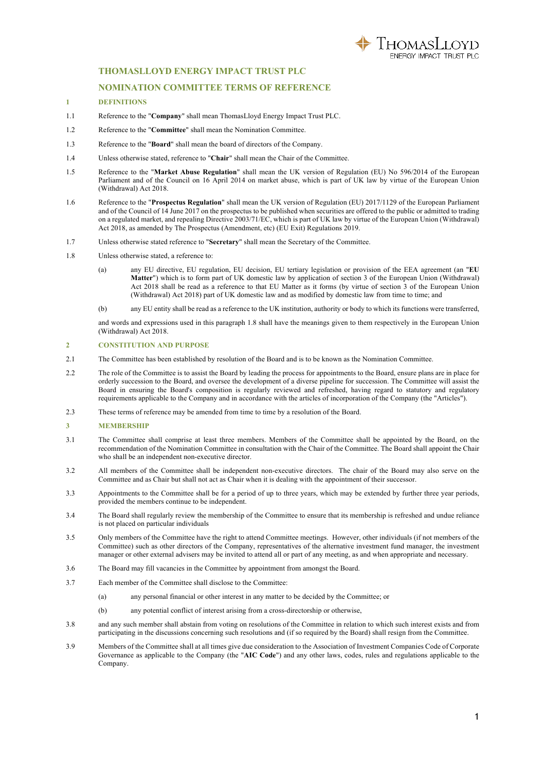# THOMASLLOYD ENERGY IMPACT TRUST PLC

## NOMINATION COMMITTEE TERMS OF REFERENCE

### 1 DEFINITIONS

1.1 Reference to the "**Company**" shall mean ThomasLloyd Energy Impact Trust PLC.

1.2 Reference to the "**Committee**" shall mean the Nomination Committee.

1.3 Reference to the "**Board**" shall mean the board of directors of the Company.

1.4 Unless otherwise stated, reference to "**Chair**" shall mean the Chair of the Committee.

1.5 Reference to the "**Market Abuse Regulation**" shall mean the UK version of Regulation (EU) No 596/2014 of the European Parliament and of the Council on 16 April 2014 on market abuse, which is part of UK law by virtue of the European Union (Withdrawal) Act 2018.

1.6 Reference to the "**Prospectus Regulation**" shall mean the UK version of Regulation (EU) 2017/1129 of the European Parliament and of the Council of 14 June 2017 on the prospectus to be published when securities are offered to the public or admitted to trading on a regulated market, and repealing Directive 2003/71/EC, which is part of UK law by virtue of the European Union (Withdrawal) Act 2018, as amended by The Prospectus (Amendment, etc) (EU Exit) Regulations 2019.

1.7 Unless otherwise stated reference to "**Secretary**" shall mean the Secretary of the Committee.

1.8 Unless otherwise stated, a reference to:

(a) any EU directive, EU regulation, EU decision, EU tertiary legislation or provision of the EEA agreement (an "**EU Matter**") which is to form part of UK domestic law by application of section 3 of the European Union (Withdrawal) Act 2018 shall be read as a reference to that EU Matter as it forms (by virtue of section 3 of the European Union (Withdrawal) Act 2018) part of UK domestic law and as modified by domestic law from time to time; and

(b) any EU entity shall be read as a reference to the UK institution, authority or body to which its functions were transferred,

and words and expressions used in this paragraph 1.8 shall have the meanings given to them respectively in the European Union (Withdrawal) Act 2018.

### 2 CONSTITUTION AND PURPOSE

2.1 The Committee has been established by resolution of the Board and is to be known as the Nomination Committee.

2.2 The role of the Committee is to assist the Board by leading the process for appointments to the Board, ensure plans are in place for orderly succession to the Board, and oversee the development of a diverse pipeline for succession. The Committee will assist the Board in ensuring the Board's composition is regularly reviewed and refreshed, having regard to statutory and regulatory requirements applicable to the Company and in accordance with the articles of incorporation of the Company (the "Articles").

2.3 These terms of reference may be amended from time to time by a resolution of the Board.

### 3 MEMBERSHIP

3.1 The Committee shall comprise at least three members. Members of the Committee shall be appointed by the Board, on the recommendation of the Nomination Committee in consultation with the Chair of the Committee. The Board shall appoint the Chair who shall be an independent non-executive director.

3.2 All members of the Committee shall be independent non-executive directors. The chair of the Board may also serve on the Committee and as Chair but shall not act as Chair when it is dealing with the appointment of their successor.

3.3 Appointments to the Committee shall be for a period of up to three years, which may be extended by further three year periods, provided the members continue to be independent.

3.4 The Board shall regularly review the membership of the Committee to ensure that its membership is refreshed and undue reliance is not placed on particular individuals

3.5 Only members of the Committee have the right to attend Committee meetings. However, other individuals (if not members of the Committee) such as other directors of the Company, representatives of the alternative investment fund manager, the investment manager or other external advisers may be invited to attend all or part of any meeting, as and when appropriate and necessary.

3.6 The Board may fill vacancies in the Committee by appointment from amongst the Board.

3.7 Each member of the Committee shall disclose to the Committee:

(a) any personal financial or other interest in any matter to be decided by the Committee; or

(b) any potential conflict of interest arising from a cross-directorship or otherwise,

3.8 and any such member shall abstain from voting on resolutions of the Committee in relation to which such interest exists and from participating in the discussions concerning such resolutions and (if so required by the Board) shall resign from the Committee.

3.9 Members of the Committee shall at all times give due consideration to the Association of Investment Companies Code of Corporate Governance as applicable to the Company (the "**AIC Code**") and any other laws, codes, rules and regulations applicable to the Company.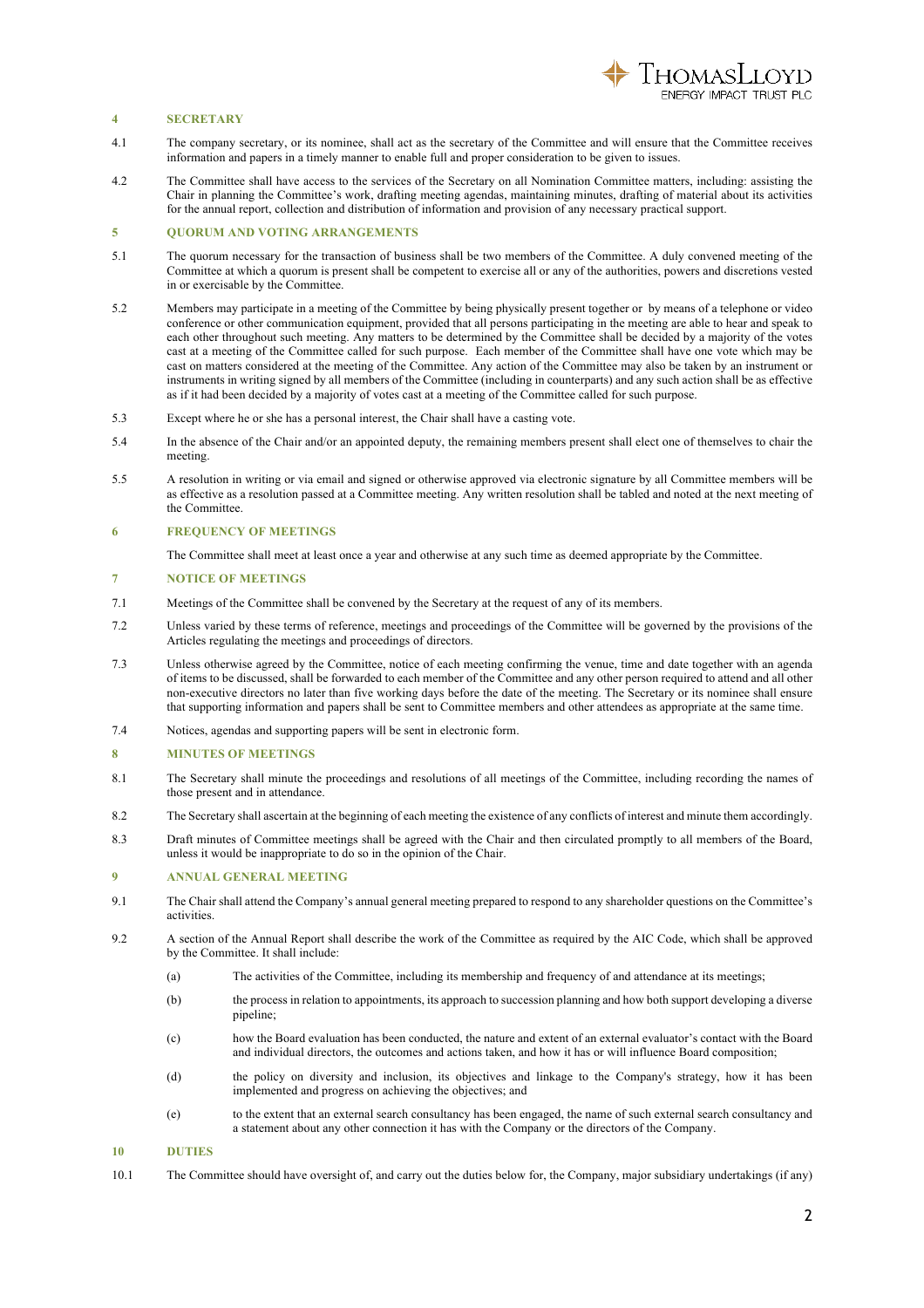## 4 SECRETARY

4.1 The company secretary, or its nominee, shall act as the secretary of the Committee and will ensure that the Committee receives information and papers in a timely manner to enable full and proper consideration to be given to issues.

4.2 The Committee shall have access to the services of the Secretary on all Nomination Committee matters, including: assisting the Chair in planning the Committee's work, drafting meeting agendas, maintaining minutes, drafting of material about its activities for the annual report, collection and distribution of information and provision of any necessary practical support.

## 5 QUORUM AND VOTING ARRANGEMENTS

5.1 The quorum necessary for the transaction of business shall be two members of the Committee. A duly convened meeting of the Committee at which a quorum is present shall be competent to exercise all or any of the authorities, powers and discretions vested in or exercisable by the Committee.

5.2 Members may participate in a meeting of the Committee by being physically present together or by means of a telephone or video conference or other communication equipment, provided that all persons participating in the meeting are able to hear and speak to each other throughout such meeting. Any matters to be determined by the Committee shall be decided by a majority of the votes cast at a meeting of the Committee called for such purpose. Each member of the Committee shall have one vote which may be cast on matters considered at the meeting of the Committee. Any action of the Committee may also be taken by an instrument or instruments in writing signed by all members of the Committee (including in counterparts) and any such action shall be as effective as if it had been decided by a majority of votes cast at a meeting of the Committee called for such purpose.

5.3 Except where he or she has a personal interest, the Chair shall have a casting vote.

5.4 In the absence of the Chair and/or an appointed deputy, the remaining members present shall elect one of themselves to chair the meeting.

5.5 A resolution in writing or via email and signed or otherwise approved via electronic signature by all Committee members will be as effective as a resolution passed at a Committee meeting. Any written resolution shall be tabled and noted at the next meeting of the Committee.

## 6 FREQUENCY OF MEETINGS

The Committee shall meet at least once a year and otherwise at any such time as deemed appropriate by the Committee.

## 7 NOTICE OF MEETINGS

7.1 Meetings of the Committee shall be convened by the Secretary at the request of any of its members.

7.2 Unless varied by these terms of reference, meetings and proceedings of the Committee will be governed by the provisions of the Articles regulating the meetings and proceedings of directors.

7.3 Unless otherwise agreed by the Committee, notice of each meeting confirming the venue, time and date together with an agenda of items to be discussed, shall be forwarded to each member of the Committee and any other person required to attend and all other non-executive directors no later than five working days before the date of the meeting. The Secretary or its nominee shall ensure that supporting information and papers shall be sent to Committee members and other attendees as appropriate at the same time.

7.4 Notices, agendas and supporting papers will be sent in electronic form.

## 8 MINUTES OF MEETINGS

8.1 The Secretary shall minute the proceedings and resolutions of all meetings of the Committee, including recording the names of those present and in attendance.

8.2 The Secretary shall ascertain at the beginning of each meeting the existence of any conflicts of interest and minute them accordingly.

8.3 Draft minutes of Committee meetings shall be agreed with the Chair and then circulated promptly to all members of the Board, unless it would be inappropriate to do so in the opinion of the Chair.

## 9 ANNUAL GENERAL MEETING

9.1 The Chair shall attend the Company's annual general meeting prepared to respond to any shareholder questions on the Committee's activities.

9.2 A section of the Annual Report shall describe the work of the Committee as required by the AIC Code, which shall be approved by the Committee. It shall include:

(a) The activities of the Committee, including its membership and frequency of and attendance at its meetings;

(b) the process in relation to appointments, its approach to succession planning and how both support developing a diverse pipeline;

(c) how the Board evaluation has been conducted, the nature and extent of an external evaluator's contact with the Board and individual directors, the outcomes and actions taken, and how it has or will influence Board composition;

(d) the policy on diversity and inclusion, its objectives and linkage to the Company's strategy, how it has been implemented and progress on achieving the objectives; and

(e) to the extent that an external search consultancy has been engaged, the name of such external search consultancy and a statement about any other connection it has with the Company or the directors of the Company.

## 10 DUTIES

10.1 The Committee should have oversight of, and carry out the duties below for, the Company, major subsidiary undertakings (if any)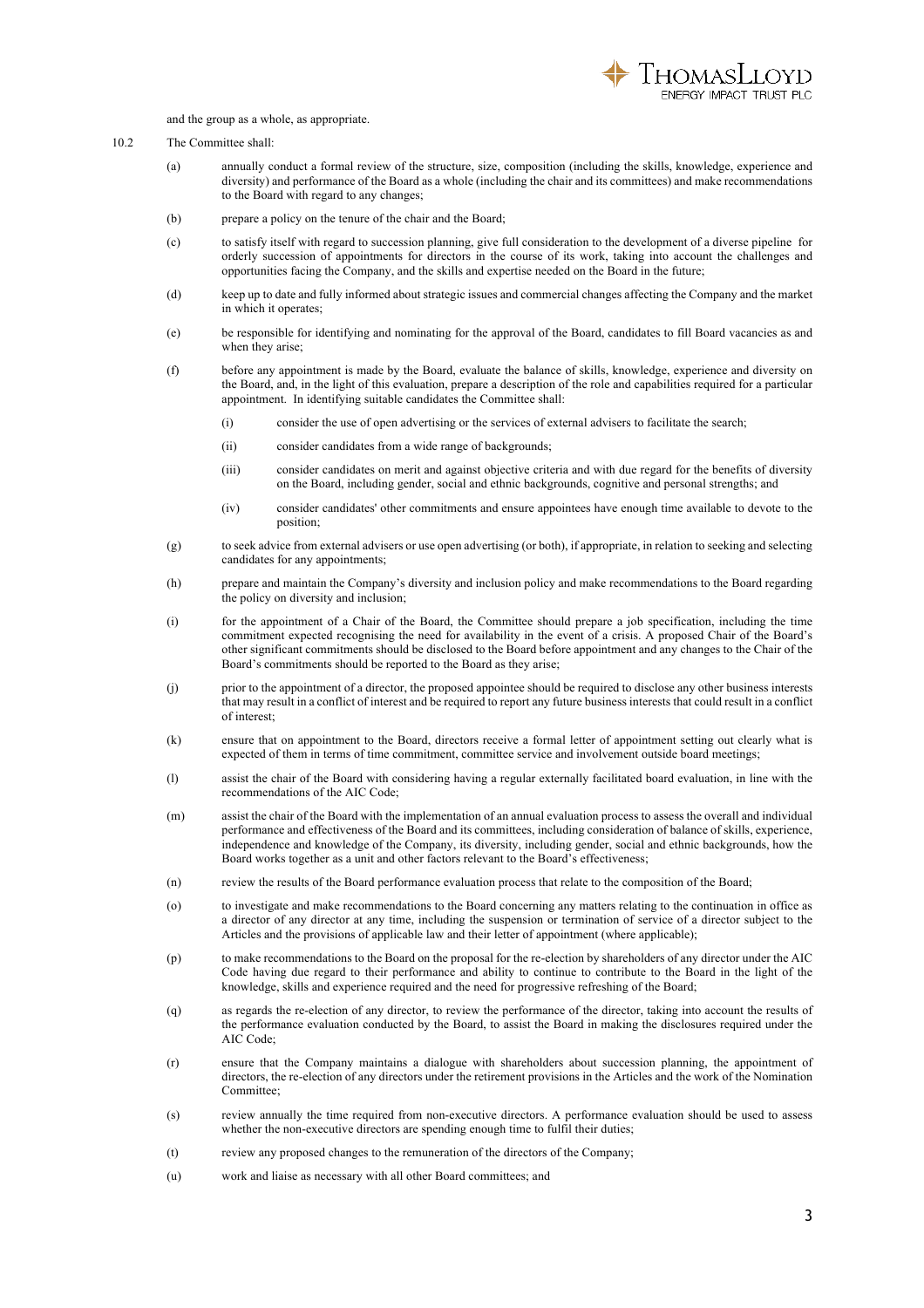and the group as a whole, as appropriate.

10.2 The Committee shall:

(a) annually conduct a formal review of the structure, size, composition (including the skills, knowledge, experience and diversity) and performance of the Board as a whole (including the chair and its committees) and make recommendations to the Board with regard to any changes;

(b) prepare a policy on the tenure of the chair and the Board;

(c) to satisfy itself with regard to succession planning, give full consideration to the development of a diverse pipeline for orderly succession of appointments for directors in the course of its work, taking into account the challenges and opportunities facing the Company, and the skills and expertise needed on the Board in the future;

(d) keep up to date and fully informed about strategic issues and commercial changes affecting the Company and the market in which it operates;

(e) be responsible for identifying and nominating for the approval of the Board, candidates to fill Board vacancies as and when they arise;

(f) before any appointment is made by the Board, evaluate the balance of skills, knowledge, experience and diversity on the Board, and, in the light of this evaluation, prepare a description of the role and capabilities required for a particular appointment. In identifying suitable candidates the Committee shall:

   (i) consider the use of open advertising or the services of external advisers to facilitate the search;

   (ii) consider candidates from a wide range of backgrounds;

   (iii) consider candidates on merit and against objective criteria and with due regard for the benefits of diversity on the Board, including gender, social and ethnic backgrounds, cognitive and personal strengths; and

   (iv) consider candidates' other commitments and ensure appointees have enough time available to devote to the position;

(g) to seek advice from external advisers or use open advertising (or both), if appropriate, in relation to seeking and selecting candidates for any appointments;

(h) prepare and maintain the Company's diversity and inclusion policy and make recommendations to the Board regarding the policy on diversity and inclusion;

(i) for the appointment of a Chair of the Board, the Committee should prepare a job specification, including the time commitment expected recognising the need for availability in the event of a crisis. A proposed Chair of the Board's other significant commitments should be disclosed to the Board before appointment and any changes to the Chair of the Board's commitments should be reported to the Board as they arise;

(j) prior to the appointment of a director, the proposed appointee should be required to disclose any other business interests that may result in a conflict of interest and be required to report any future business interests that could result in a conflict of interest;

(k) ensure that on appointment to the Board, directors receive a formal letter of appointment setting out clearly what is expected of them in terms of time commitment, committee service and involvement outside board meetings;

(l) assist the chair of the Board with considering having a regular externally facilitated board evaluation, in line with the recommendations of the AIC Code;

(m) assist the chair of the Board with the implementation of an annual evaluation process to assess the overall and individual performance and effectiveness of the Board and its committees, including consideration of balance of skills, experience, independence and knowledge of the Company, its diversity, including gender, social and ethnic backgrounds, how the Board works together as a unit and other factors relevant to the Board's effectiveness;

(n) review the results of the Board performance evaluation process that relate to the composition of the Board;

(o) to investigate and make recommendations to the Board concerning any matters relating to the continuation in office as a director of any director at any time, including the suspension or termination of service of a director subject to the Articles and the provisions of applicable law and their letter of appointment (where applicable);

(p) to make recommendations to the Board on the proposal for the re-election by shareholders of any director under the AIC Code having due regard to their performance and ability to continue to contribute to the Board in the light of the knowledge, skills and experience required and the need for progressive refreshing of the Board;

(q) as regards the re-election of any director, to review the performance of the director, taking into account the results of the performance evaluation conducted by the Board, to assist the Board in making the disclosures required under the AIC Code;

(r) ensure that the Company maintains a dialogue with shareholders about succession planning, the appointment of directors, the re-election of any directors under the retirement provisions in the Articles and the work of the Nomination Committee;

(s) review annually the time required from non-executive directors. A performance evaluation should be used to assess whether the non-executive directors are spending enough time to fulfil their duties;

(t) review any proposed changes to the remuneration of the directors of the Company;

(u) work and liaise as necessary with all other Board committees; and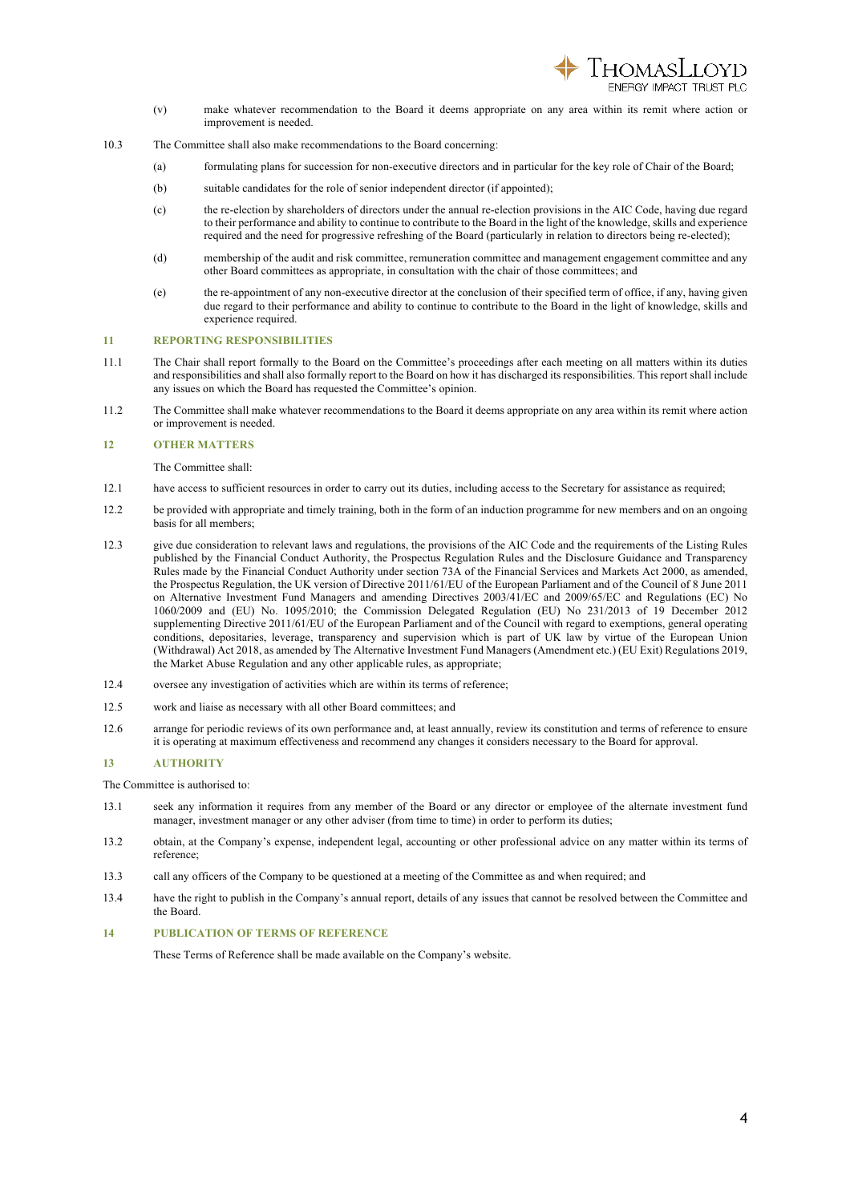(v) make whatever recommendation to the Board it deems appropriate on any area within its remit where action or improvement is needed.

10.3 The Committee shall also make recommendations to the Board concerning:

(a) formulating plans for succession for non-executive directors and in particular for the key role of Chair of the Board;

(b) suitable candidates for the role of senior independent director (if appointed);

(c) the re-election by shareholders of directors under the annual re-election provisions in the AIC Code, having due regard to their performance and ability to continue to contribute to the Board in the light of the knowledge, skills and experience required and the need for progressive refreshing of the Board (particularly in relation to directors being re-elected);

(d) membership of the audit and risk committee, remuneration committee and management engagement committee and any other Board committees as appropriate, in consultation with the chair of those committees; and

(e) the re-appointment of any non-executive director at the conclusion of their specified term of office, if any, having given due regard to their performance and ability to continue to contribute to the Board in the light of knowledge, skills and experience required.

## 11 REPORTING RESPONSIBILITIES

11.1 The Chair shall report formally to the Board on the Committee's proceedings after each meeting on all matters within its duties and responsibilities and shall also formally report to the Board on how it has discharged its responsibilities. This report shall include any issues on which the Board has requested the Committee's opinion.

11.2 The Committee shall make whatever recommendations to the Board it deems appropriate on any area within its remit where action or improvement is needed.

## 12 OTHER MATTERS

The Committee shall:

12.1 have access to sufficient resources in order to carry out its duties, including access to the Secretary for assistance as required;

12.2 be provided with appropriate and timely training, both in the form of an induction programme for new members and on an ongoing basis for all members;

12.3 give due consideration to relevant laws and regulations, the provisions of the AIC Code and the requirements of the Listing Rules published by the Financial Conduct Authority, the Prospectus Regulation Rules and the Disclosure Guidance and Transparency Rules made by the Financial Conduct Authority under section 73A of the Financial Services and Markets Act 2000, as amended, the Prospectus Regulation, the UK version of Directive 2011/61/EU of the European Parliament and of the Council of 8 June 2011 on Alternative Investment Fund Managers and amending Directives 2003/41/EC and 2009/65/EC and Regulations (EC) No 1060/2009 and (EU) No. 1095/2010; the Commission Delegated Regulation (EU) No 231/2013 of 19 December 2012 supplementing Directive 2011/61/EU of the European Parliament and of the Council with regard to exemptions, general operating conditions, depositaries, leverage, transparency and supervision which is part of UK law by virtue of the European Union (Withdrawal) Act 2018, as amended by The Alternative Investment Fund Managers (Amendment etc.) (EU Exit) Regulations 2019, the Market Abuse Regulation and any other applicable rules, as appropriate;

12.4 oversee any investigation of activities which are within its terms of reference;

12.5 work and liaise as necessary with all other Board committees; and

12.6 arrange for periodic reviews of its own performance and, at least annually, review its constitution and terms of reference to ensure it is operating at maximum effectiveness and recommend any changes it considers necessary to the Board for approval.

## 13 AUTHORITY

The Committee is authorised to:

13.1 seek any information it requires from any member of the Board or any director or employee of the alternate investment fund manager, investment manager or any other adviser (from time to time) in order to perform its duties;

13.2 obtain, at the Company's expense, independent legal, accounting or other professional advice on any matter within its terms of reference;

13.3 call any officers of the Company to be questioned at a meeting of the Committee as and when required; and

13.4 have the right to publish in the Company's annual report, details of any issues that cannot be resolved between the Committee and the Board.

## 14 PUBLICATION OF TERMS OF REFERENCE

These Terms of Reference shall be made available on the Company's website.